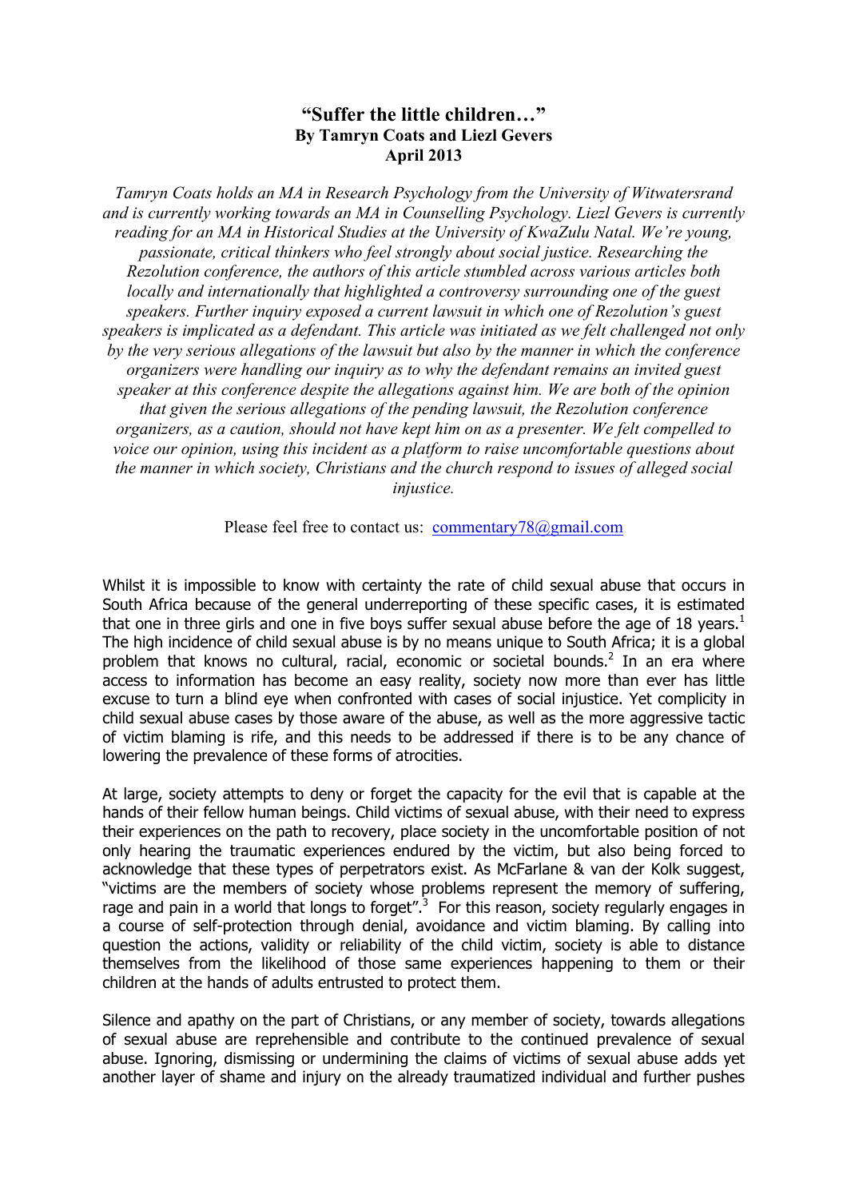# "Suffer the little children…"

**By Tamryn Coats and Liezl Gevers**
**April 2013**

*Tamryn Coats holds an MA in Research Psychology from the University of Witwatersrand and is currently working towards an MA in Counselling Psychology. Liezl Gevers is currently reading for an MA in Historical Studies at the University of KwaZulu Natal. We're young, passionate, critical thinkers who feel strongly about social justice. Researching the Rezolution conference, the authors of this article stumbled across various articles both locally and internationally that highlighted a controversy surrounding one of the guest speakers. Further inquiry exposed a current lawsuit in which one of Rezolution's guest speakers is implicated as a defendant. This article was initiated as we felt challenged not only by the very serious allegations of the lawsuit but also by the manner in which the conference organizers were handling our inquiry as to why the defendant remains an invited guest speaker at this conference despite the allegations against him. We are both of the opinion that given the serious allegations of the pending lawsuit, the Rezolution conference organizers, as a caution, should not have kept him on as a presenter. We felt compelled to voice our opinion, using this incident as a platform to raise uncomfortable questions about the manner in which society, Christians and the church respond to issues of alleged social injustice.*

Please feel free to contact us: commentary78@gmail.com

Whilst it is impossible to know with certainty the rate of child sexual abuse that occurs in South Africa because of the general underreporting of these specific cases, it is estimated that one in three girls and one in five boys suffer sexual abuse before the age of 18 years.[1] The high incidence of child sexual abuse is by no means unique to South Africa; it is a global problem that knows no cultural, racial, economic or societal bounds.[2] In an era where access to information has become an easy reality, society now more than ever has little excuse to turn a blind eye when confronted with cases of social injustice. Yet complicity in child sexual abuse cases by those aware of the abuse, as well as the more aggressive tactic of victim blaming is rife, and this needs to be addressed if there is to be any chance of lowering the prevalence of these forms of atrocities.

At large, society attempts to deny or forget the capacity for the evil that is capable at the hands of their fellow human beings. Child victims of sexual abuse, with their need to express their experiences on the path to recovery, place society in the uncomfortable position of not only hearing the traumatic experiences endured by the victim, but also being forced to acknowledge that these types of perpetrators exist. As McFarlane & van der Kolk suggest, "victims are the members of society whose problems represent the memory of suffering, rage and pain in a world that longs to forget".[3] For this reason, society regularly engages in a course of self-protection through denial, avoidance and victim blaming. By calling into question the actions, validity or reliability of the child victim, society is able to distance themselves from the likelihood of those same experiences happening to them or their children at the hands of adults entrusted to protect them.

Silence and apathy on the part of Christians, or any member of society, towards allegations of sexual abuse are reprehensible and contribute to the continued prevalence of sexual abuse. Ignoring, dismissing or undermining the claims of victims of sexual abuse adds yet another layer of shame and injury on the already traumatized individual and further pushes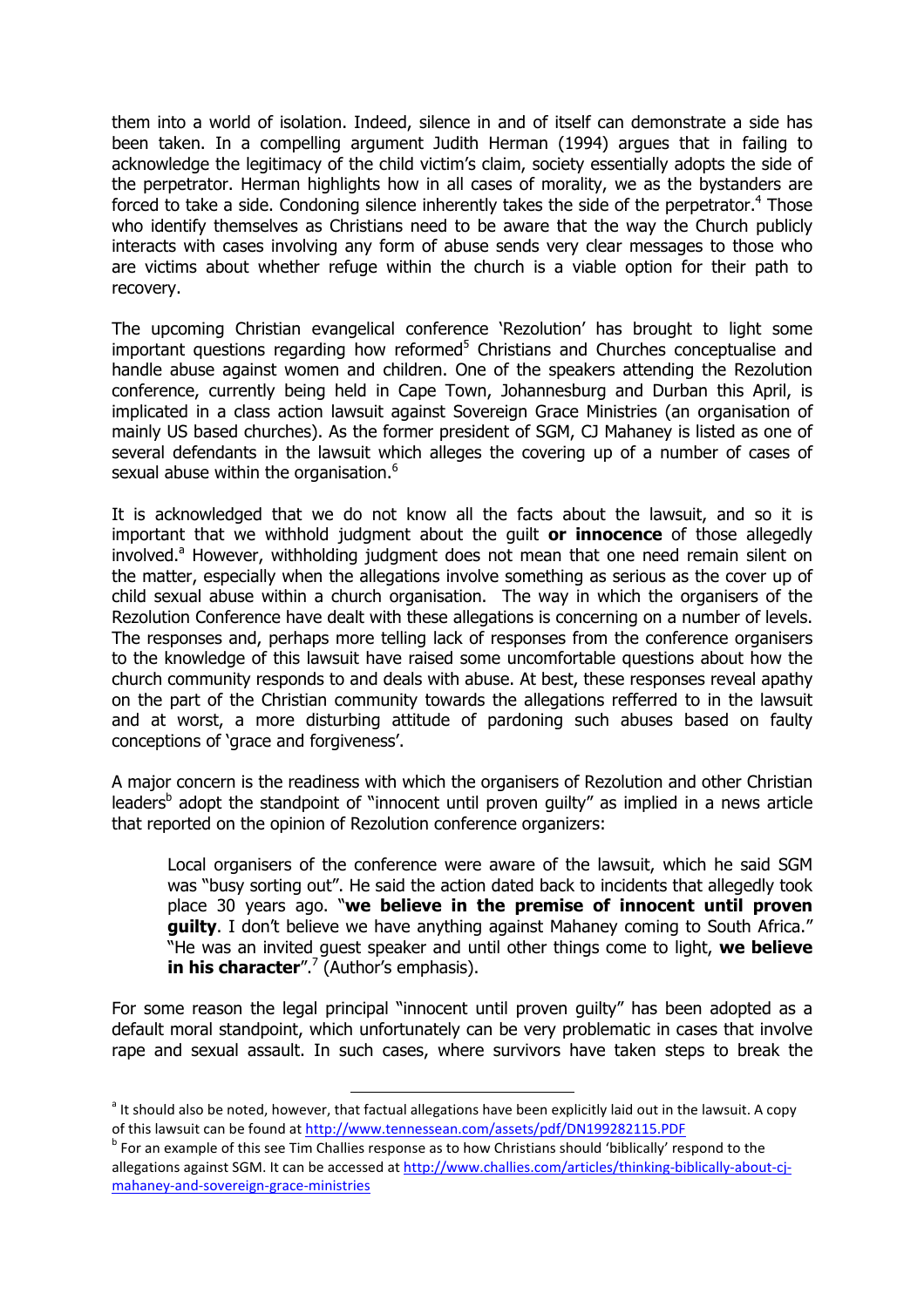them into a world of isolation. Indeed, silence in and of itself can demonstrate a side has been taken. In a compelling argument Judith Herman (1994) argues that in failing to acknowledge the legitimacy of the child victim's claim, society essentially adopts the side of the perpetrator. Herman highlights how in all cases of morality, we as the bystanders are forced to take a side. Condoning silence inherently takes the side of the perpetrator.[4] Those who identify themselves as Christians need to be aware that the way the Church publicly interacts with cases involving any form of abuse sends very clear messages to those who are victims about whether refuge within the church is a viable option for their path to recovery.

The upcoming Christian evangelical conference 'Rezolution' has brought to light some important questions regarding how reformed[5] Christians and Churches conceptualise and handle abuse against women and children. One of the speakers attending the Rezolution conference, currently being held in Cape Town, Johannesburg and Durban this April, is implicated in a class action lawsuit against Sovereign Grace Ministries (an organisation of mainly US based churches). As the former president of SGM, CJ Mahaney is listed as one of several defendants in the lawsuit which alleges the covering up of a number of cases of sexual abuse within the organisation.[6]

It is acknowledged that we do not know all the facts about the lawsuit, and so it is important that we withhold judgment about the guilt **or innocence** of those allegedly involved.[a] However, withholding judgment does not mean that one need remain silent on the matter, especially when the allegations involve something as serious as the cover up of child sexual abuse within a church organisation. The way in which the organisers of the Rezolution Conference have dealt with these allegations is concerning on a number of levels. The responses and, perhaps more telling lack of responses from the conference organisers to the knowledge of this lawsuit have raised some uncomfortable questions about how the church community responds to and deals with abuse. At best, these responses reveal apathy on the part of the Christian community towards the allegations refferred to in the lawsuit and at worst, a more disturbing attitude of pardoning such abuses based on faulty conceptions of 'grace and forgiveness'.

A major concern is the readiness with which the organisers of Rezolution and other Christian leaders[b] adopt the standpoint of "innocent until proven guilty" as implied in a news article that reported on the opinion of Rezolution conference organizers:

> Local organisers of the conference were aware of the lawsuit, which he said SGM was "busy sorting out". He said the action dated back to incidents that allegedly took place 30 years ago. "**we believe in the premise of innocent until proven guilty**. I don't believe we have anything against Mahaney coming to South Africa." "He was an invited guest speaker and until other things come to light, **we believe in his character**".[7] (Author's emphasis).

For some reason the legal principal "innocent until proven guilty" has been adopted as a default moral standpoint, which unfortunately can be very problematic in cases that involve rape and sexual assault. In such cases, where survivors have taken steps to break the

---

[a] It should also be noted, however, that factual allegations have been explicitly laid out in the lawsuit. A copy of this lawsuit can be found at http://www.tennessean.com/assets/pdf/DN199282115.PDF

[b] For an example of this see Tim Challies response as to how Christians should 'biblically' respond to the allegations against SGM. It can be accessed at http://www.challies.com/articles/thinking-biblically-about-cj-mahaney-and-sovereign-grace-ministries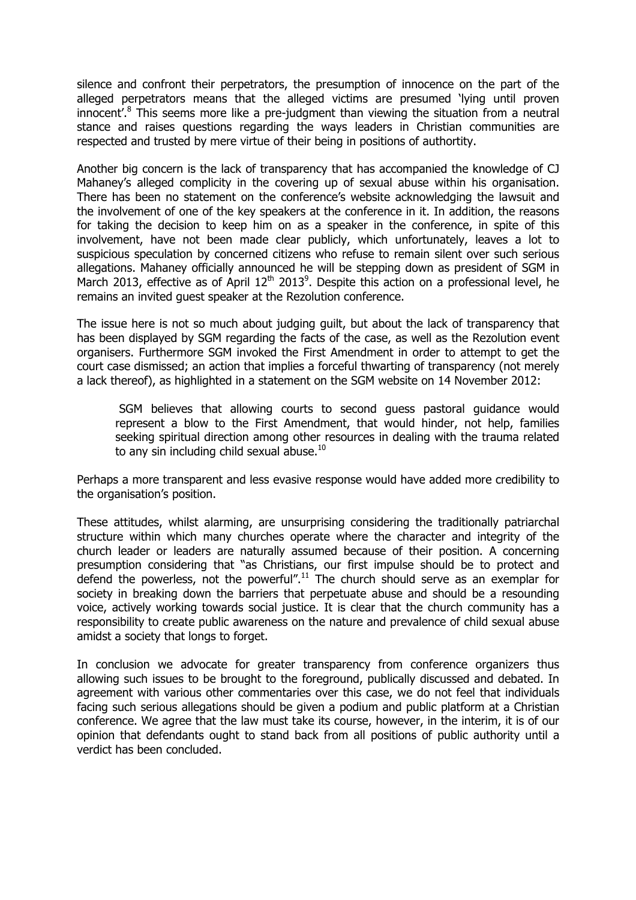silence and confront their perpetrators, the presumption of innocence on the part of the alleged perpetrators means that the alleged victims are presumed 'lying until proven innocent'.[8] This seems more like a pre-judgment than viewing the situation from a neutral stance and raises questions regarding the ways leaders in Christian communities are respected and trusted by mere virtue of their being in positions of authortity.

Another big concern is the lack of transparency that has accompanied the knowledge of CJ Mahaney's alleged complicity in the covering up of sexual abuse within his organisation. There has been no statement on the conference's website acknowledging the lawsuit and the involvement of one of the key speakers at the conference in it. In addition, the reasons for taking the decision to keep him on as a speaker in the conference, in spite of this involvement, have not been made clear publicly, which unfortunately, leaves a lot to suspicious speculation by concerned citizens who refuse to remain silent over such serious allegations. Mahaney officially announced he will be stepping down as president of SGM in March 2013, effective as of April 12th 2013[9]. Despite this action on a professional level, he remains an invited guest speaker at the Rezolution conference.

The issue here is not so much about judging guilt, but about the lack of transparency that has been displayed by SGM regarding the facts of the case, as well as the Rezolution event organisers. Furthermore SGM invoked the First Amendment in order to attempt to get the court case dismissed; an action that implies a forceful thwarting of transparency (not merely a lack thereof), as highlighted in a statement on the SGM website on 14 November 2012:

> SGM believes that allowing courts to second guess pastoral guidance would represent a blow to the First Amendment, that would hinder, not help, families seeking spiritual direction among other resources in dealing with the trauma related to any sin including child sexual abuse.[10]

Perhaps a more transparent and less evasive response would have added more credibility to the organisation's position.

These attitudes, whilst alarming, are unsurprising considering the traditionally patriarchal structure within which many churches operate where the character and integrity of the church leader or leaders are naturally assumed because of their position. A concerning presumption considering that "as Christians, our first impulse should be to protect and defend the powerless, not the powerful".[11] The church should serve as an exemplar for society in breaking down the barriers that perpetuate abuse and should be a resounding voice, actively working towards social justice. It is clear that the church community has a responsibility to create public awareness on the nature and prevalence of child sexual abuse amidst a society that longs to forget.

In conclusion we advocate for greater transparency from conference organizers thus allowing such issues to be brought to the foreground, publically discussed and debated. In agreement with various other commentaries over this case, we do not feel that individuals facing such serious allegations should be given a podium and public platform at a Christian conference. We agree that the law must take its course, however, in the interim, it is of our opinion that defendants ought to stand back from all positions of public authority until a verdict has been concluded.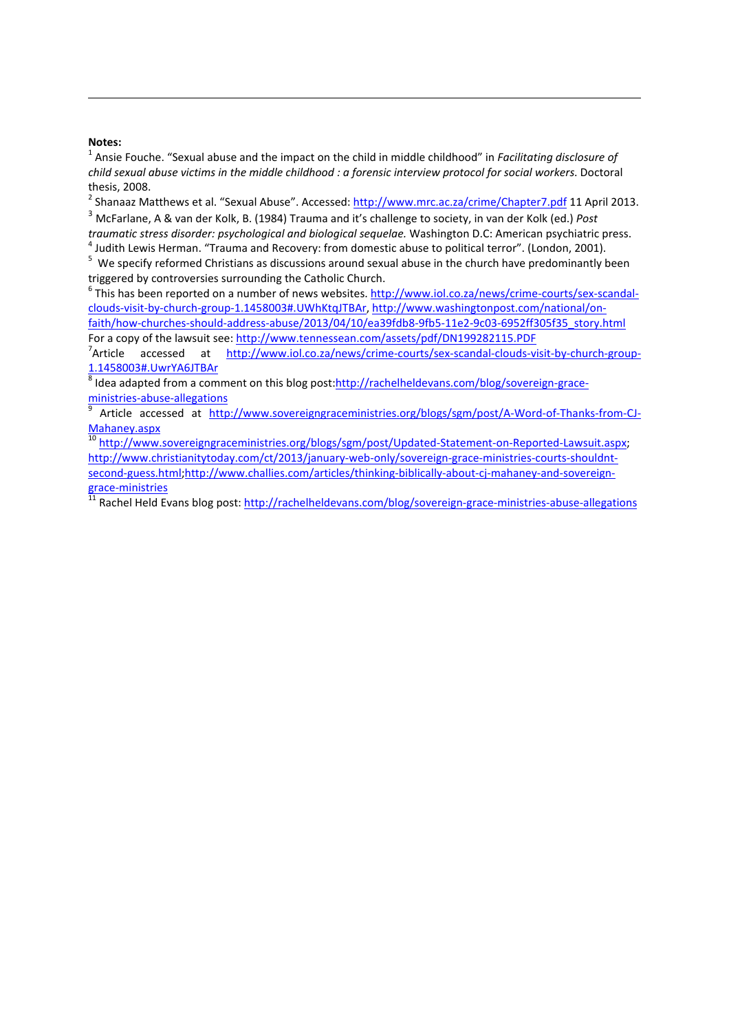**Notes:**

[1] Ansie Fouche. "Sexual abuse and the impact on the child in middle childhood" in *Facilitating disclosure of child sexual abuse victims in the middle childhood : a forensic interview protocol for social workers*. Doctoral thesis, 2008.

[2] Shanaaz Matthews et al. "Sexual Abuse". Accessed: http://www.mrc.ac.za/crime/Chapter7.pdf 11 April 2013.

[3] McFarlane, A & van der Kolk, B. (1984) Trauma and it's challenge to society, in van der Kolk (ed.) *Post traumatic stress disorder: psychological and biological sequelae.* Washington D.C: American psychiatric press.

[4] Judith Lewis Herman. "Trauma and Recovery: from domestic abuse to political terror". (London, 2001).

[5] We specify reformed Christians as discussions around sexual abuse in the church have predominantly been triggered by controversies surrounding the Catholic Church.

[6] This has been reported on a number of news websites. http://www.iol.co.za/news/crime-courts/sex-scandal-clouds-visit-by-church-group-1.1458003#.UWhKtqJTBAr, http://www.washingtonpost.com/national/on-faith/how-churches-should-address-abuse/2013/04/10/ea39fdb8-9fb5-11e2-9c03-6952ff305f35_story.html
For a copy of the lawsuit see: http://www.tennessean.com/assets/pdf/DN199282115.PDF

[7] Article accessed at http://www.iol.co.za/news/crime-courts/sex-scandal-clouds-visit-by-church-group-1.1458003#.UwrYA6JTBAr

[8] Idea adapted from a comment on this blog post:http://rachelheldevans.com/blog/sovereign-grace-ministries-abuse-allegations

[9] Article accessed at http://www.sovereigngraceministries.org/blogs/sgm/post/A-Word-of-Thanks-from-CJ-Mahaney.aspx

[10] http://www.sovereigngraceministries.org/blogs/sgm/post/Updated-Statement-on-Reported-Lawsuit.aspx; http://www.christianitytoday.com/ct/2013/january-web-only/sovereign-grace-ministries-courts-shouldnt-second-guess.html;http://www.challies.com/articles/thinking-biblically-about-cj-mahaney-and-sovereign-grace-ministries

[11] Rachel Held Evans blog post: http://rachelheldevans.com/blog/sovereign-grace-ministries-abuse-allegations